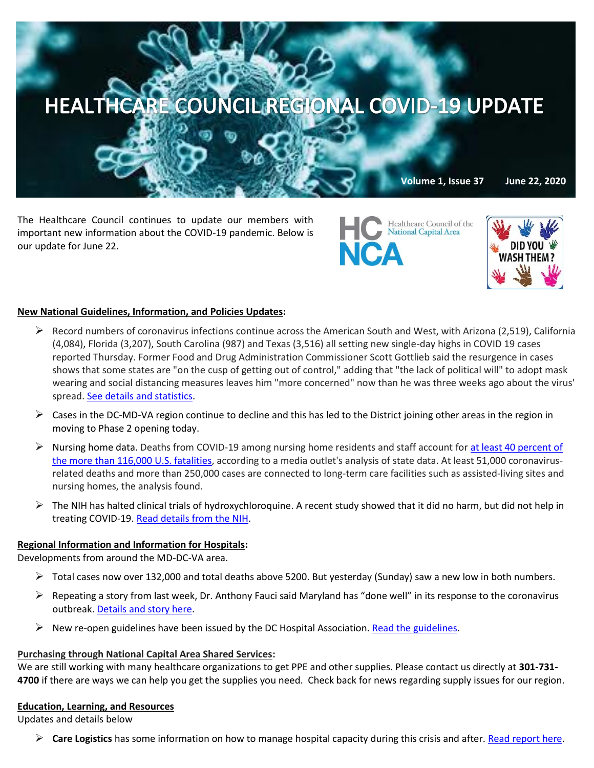# HEALTHCARE COUNCIL REGIONAL COVID-19 UPDATE

**Volume 1, Issue 37 June 22, 2020**

The Healthcare Council continues to update our members with important new information about the COVID-19 pandemic. Below is our update for June 22.

HC NCA Healthcare Council of the National Capital Area

DID YOU WASH THEM?

## New National Guidelines, Information, and Policies Updates:

- Record numbers of coronavirus infections continue across the American South and West, with Arizona (2,519), California (4,084), Florida (3,207), South Carolina (987) and Texas (3,516) all setting new single-day highs in COVID 19 cases reported Thursday. Former Food and Drug Administration Commissioner Scott Gottlieb said the resurgence in cases shows that some states are "on the cusp of getting out of control," adding that "the lack of political will" to adopt mask wearing and social distancing measures leaves him "more concerned" now than he was three weeks ago about the virus' spread. See details and statistics.
- Cases in the DC-MD-VA region continue to decline and this has led to the District joining other areas in the region in moving to Phase 2 opening today.
- Nursing home data. Deaths from COVID-19 among nursing home residents and staff account for at least 40 percent of the more than 116,000 U.S. fatalities, according to a media outlet's analysis of state data. At least 51,000 coronavirus-related deaths and more than 250,000 cases are connected to long-term care facilities such as assisted-living sites and nursing homes, the analysis found.
- The NIH has halted clinical trials of hydroxychloroquine. A recent study showed that it did no harm, but did not help in treating COVID-19. Read details from the NIH.

## Regional Information and Information for Hospitals:

Developments from around the MD-DC-VA area.

- Total cases now over 132,000 and total deaths above 5200. But yesterday (Sunday) saw a new low in both numbers.
- Repeating a story from last week, Dr. Anthony Fauci said Maryland has "done well" in its response to the coronavirus outbreak. Details and story here.
- New re-open guidelines have been issued by the DC Hospital Association. Read the guidelines.

## Purchasing through National Capital Area Shared Services:

We are still working with many healthcare organizations to get PPE and other supplies. Please contact us directly at **301-731-4700** if there are ways we can help you get the supplies you need. Check back for news regarding supply issues for our region.

## Education, Learning, and Resources

Updates and details below

- **Care Logistics** has some information on how to manage hospital capacity during this crisis and after. Read report here.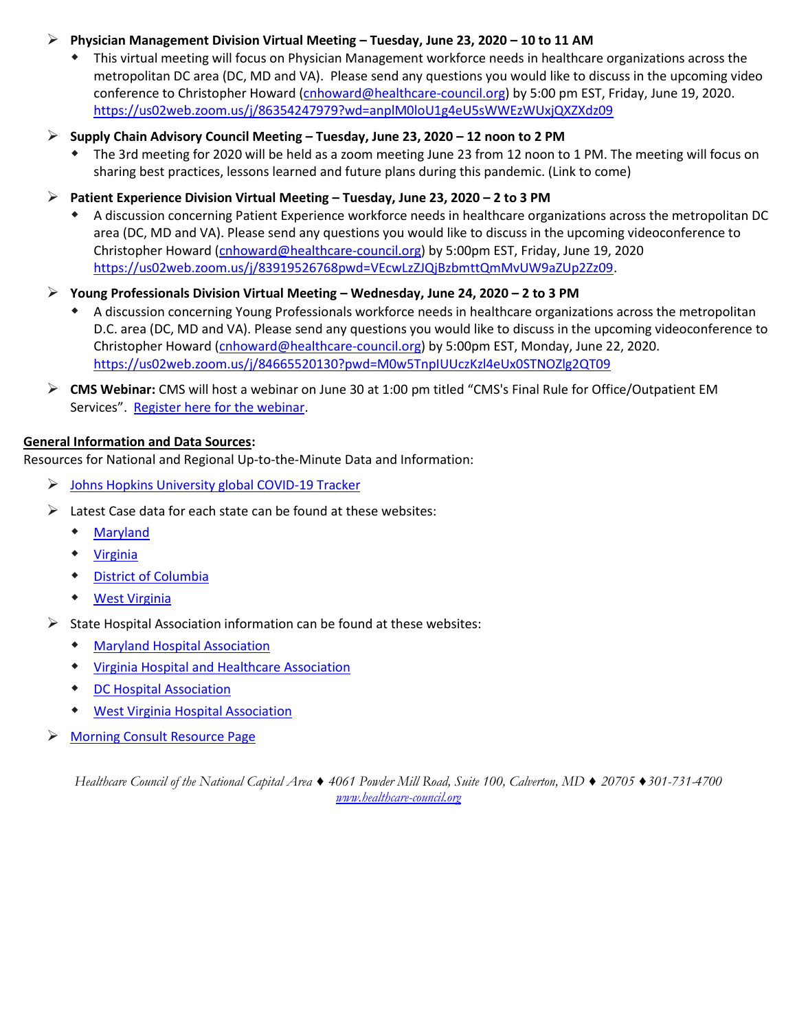- **Physician Management Division Virtual Meeting – Tuesday, June 23, 2020 – 10 to 11 AM**
  - This virtual meeting will focus on Physician Management workforce needs in healthcare organizations across the metropolitan DC area (DC, MD and VA). Please send any questions you would like to discuss in the upcoming video conference to Christopher Howard (cnhoward@healthcare-council.org) by 5:00 pm EST, Friday, June 19, 2020. https://us02web.zoom.us/j/86354247979?wd=anplM0loU1g4eU5sWWEzWUxjQXZXdz09
- **Supply Chain Advisory Council Meeting – Tuesday, June 23, 2020 – 12 noon to 2 PM**
  - The 3rd meeting for 2020 will be held as a zoom meeting June 23 from 12 noon to 1 PM. The meeting will focus on sharing best practices, lessons learned and future plans during this pandemic. (Link to come)
- **Patient Experience Division Virtual Meeting – Tuesday, June 23, 2020 – 2 to 3 PM**
  - A discussion concerning Patient Experience workforce needs in healthcare organizations across the metropolitan DC area (DC, MD and VA). Please send any questions you would like to discuss in the upcoming videoconference to Christopher Howard (cnhoward@healthcare-council.org) by 5:00pm EST, Friday, June 19, 2020 https://us02web.zoom.us/j/83919526768pwd=VEcwLzZJQjBzbmttQmMvUW9aZUp2Zz09.
- **Young Professionals Division Virtual Meeting – Wednesday, June 24, 2020 – 2 to 3 PM**
  - A discussion concerning Young Professionals workforce needs in healthcare organizations across the metropolitan D.C. area (DC, MD and VA). Please send any questions you would like to discuss in the upcoming videoconference to Christopher Howard (cnhoward@healthcare-council.org) by 5:00pm EST, Monday, June 22, 2020. https://us02web.zoom.us/j/84665520130?pwd=M0w5TnpIUUczKzl4eUx0STNOZlg2QT09
- **CMS Webinar:** CMS will host a webinar on June 30 at 1:00 pm titled "CMS's Final Rule for Office/Outpatient EM Services". Register here for the webinar.

**General Information and Data Sources:**

Resources for National and Regional Up-to-the-Minute Data and Information:

- Johns Hopkins University global COVID-19 Tracker
- Latest Case data for each state can be found at these websites:
  - Maryland
  - Virginia
  - District of Columbia
  - West Virginia
- State Hospital Association information can be found at these websites:
  - Maryland Hospital Association
  - Virginia Hospital and Healthcare Association
  - DC Hospital Association
  - West Virginia Hospital Association
- Morning Consult Resource Page

*Healthcare Council of the National Capital Area ♦ 4061 Powder Mill Road, Suite 100, Calverton, MD ♦ 20705 ♦301-731-4700*
*www.healthcare-council.org*